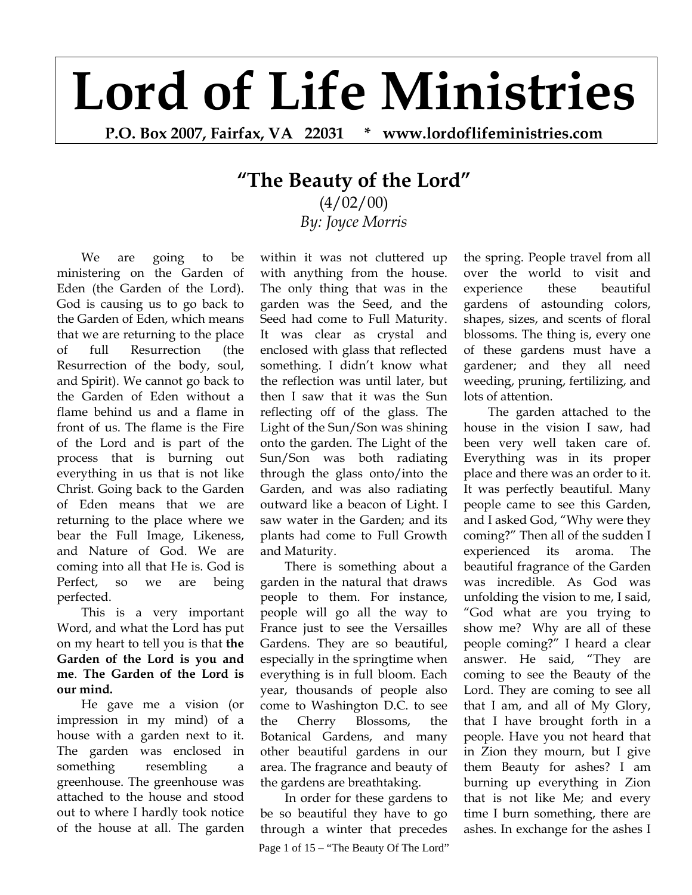# Lord of Life Ministries

**P.O. Box 2007, Fairfax, VA 22031 * www.lordoflifeministries.com**

## "The Beauty of the Lord"

(4/02/00)

*By: Joyce Morris*

We are going to be ministering on the Garden of Eden (the Garden of the Lord). God is causing us to go back to the Garden of Eden, which means that we are returning to the place of full Resurrection (the Resurrection of the body, soul, and Spirit). We cannot go back to the Garden of Eden without a flame behind us and a flame in front of us. The flame is the Fire of the Lord and is part of the process that is burning out everything in us that is not like Christ. Going back to the Garden of Eden means that we are returning to the place where we bear the Full Image, Likeness, and Nature of God. We are coming into all that He is. God is Perfect, so we are being perfected.

This is a very important Word, and what the Lord has put on my heart to tell you is that **the Garden of the Lord is you and me**. **The Garden of the Lord is our mind.**

He gave me a vision (or impression in my mind) of a house with a garden next to it. The garden was enclosed in something resembling a greenhouse. The greenhouse was attached to the house and stood out to where I hardly took notice of the house at all. The garden within it was not cluttered up with anything from the house. The only thing that was in the garden was the Seed, and the Seed had come to Full Maturity. It was clear as crystal and enclosed with glass that reflected something. I didn't know what the reflection was until later, but then I saw that it was the Sun reflecting off of the glass. The Light of the Sun/Son was shining onto the garden. The Light of the Sun/Son was both radiating through the glass onto/into the Garden, and was also radiating outward like a beacon of Light. I saw water in the Garden; and its plants had come to Full Growth and Maturity.

There is something about a garden in the natural that draws people to them. For instance, people will go all the way to France just to see the Versailles Gardens. They are so beautiful, especially in the springtime when everything is in full bloom. Each year, thousands of people also come to Washington D.C. to see the Cherry Blossoms, the Botanical Gardens, and many other beautiful gardens in our area. The fragrance and beauty of the gardens are breathtaking.

In order for these gardens to be so beautiful they have to go through a winter that precedes the spring. People travel from all over the world to visit and experience these beautiful gardens of astounding colors, shapes, sizes, and scents of floral blossoms. The thing is, every one of these gardens must have a gardener; and they all need weeding, pruning, fertilizing, and lots of attention.

The garden attached to the house in the vision I saw, had been very well taken care of. Everything was in its proper place and there was an order to it. It was perfectly beautiful. Many people came to see this Garden, and I asked God, "Why were they coming?" Then all of the sudden I experienced its aroma. The beautiful fragrance of the Garden was incredible. As God was unfolding the vision to me, I said, "God what are you trying to show me? Why are all of these people coming?" I heard a clear answer. He said, "They are coming to see the Beauty of the Lord. They are coming to see all that I am, and all of My Glory, that I have brought forth in a people. Have you not heard that in Zion they mourn, but I give them Beauty for ashes? I am burning up everything in Zion that is not like Me; and every time I burn something, there are ashes. In exchange for the ashes I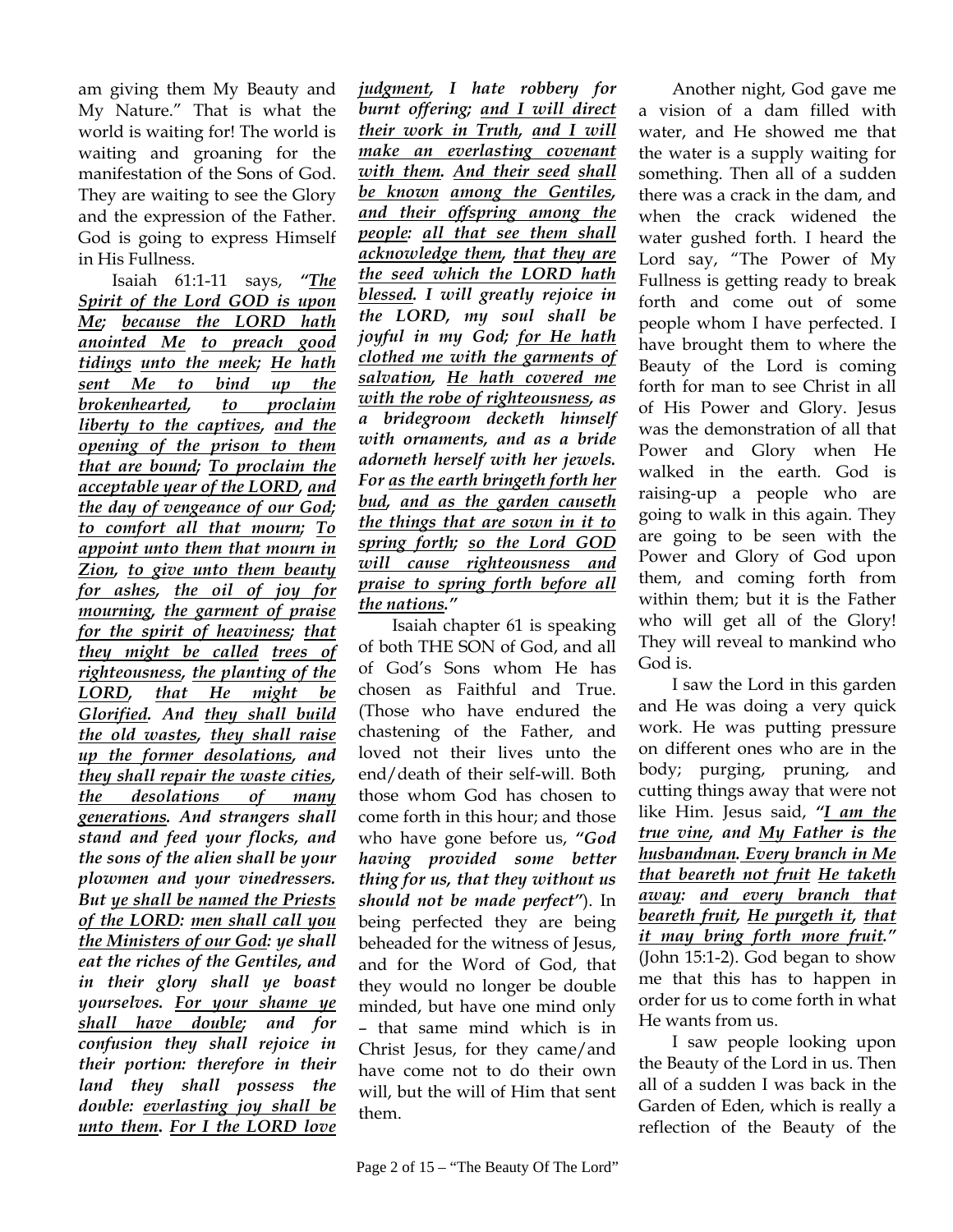am giving them My Beauty and My Nature." That is what the world is waiting for! The world is waiting and groaning for the manifestation of the Sons of God. They are waiting to see the Glory and the expression of the Father. God is going to express Himself in His Fullness.

Isaiah 61:1-11 says, ***"The Spirit of the Lord GOD is upon Me; because the LORD hath anointed Me to preach good tidings unto the meek; He hath sent Me to bind up the brokenhearted, to proclaim liberty to the captives, and the opening of the prison to them that are bound; To proclaim the acceptable year of the LORD, and the day of vengeance of our God; to comfort all that mourn; To appoint unto them that mourn in Zion, to give unto them beauty for ashes, the oil of joy for mourning, the garment of praise for the spirit of heaviness; that they might be called trees of righteousness, the planting of the LORD, that He might be Glorified. And they shall build the old wastes, they shall raise up the former desolations, and they shall repair the waste cities, the desolations of many generations. And strangers shall stand and feed your flocks, and the sons of the alien shall be your plowmen and your vinedressers. But ye shall be named the Priests of the LORD: men shall call you the Ministers of our God: ye shall eat the riches of the Gentiles, and in their glory shall ye boast yourselves. For your shame ye shall have double; and for confusion they shall rejoice in their portion: therefore in their land they shall possess the double: everlasting joy shall be unto them. For I the LORD love judgment, I hate robbery for burnt offering; and I will direct their work in Truth, and I will make an everlasting covenant with them. And their seed shall be known among the Gentiles, and their offspring among the people: all that see them shall acknowledge them, that they are the seed which the LORD hath blessed. I will greatly rejoice in the LORD, my soul shall be joyful in my God; for He hath clothed me with the garments of salvation, He hath covered me with the robe of righteousness, as a bridegroom decketh himself with ornaments, and as a bride adorneth herself with her jewels. For as the earth bringeth forth her bud, and as the garden causeth the things that are sown in it to spring forth; so the Lord GOD will cause righteousness and praise to spring forth before all the nations."***

Isaiah chapter 61 is speaking of both THE SON of God, and all of God's Sons whom He has chosen as Faithful and True. (Those who have endured the chastening of the Father, and loved not their lives unto the end/death of their self-will. Both those whom God has chosen to come forth in this hour; and those who have gone before us, ***"God having provided some better thing for us, that they without us should not be made perfect"***). In being perfected they are being beheaded for the witness of Jesus, and for the Word of God, that they would no longer be double minded, but have one mind only – that same mind which is in Christ Jesus, for they came/and have come not to do their own will, but the will of Him that sent them.

Another night, God gave me a vision of a dam filled with water, and He showed me that the water is a supply waiting for something. Then all of a sudden there was a crack in the dam, and when the crack widened the water gushed forth. I heard the Lord say, "The Power of My Fullness is getting ready to break forth and come out of some people whom I have perfected. I have brought them to where the Beauty of the Lord is coming forth for man to see Christ in all of His Power and Glory. Jesus was the demonstration of all that Power and Glory when He walked in the earth. God is raising-up a people who are going to walk in this again. They are going to be seen with the Power and Glory of God upon them, and coming forth from within them; but it is the Father who will get all of the Glory! They will reveal to mankind who God is.

I saw the Lord in this garden and He was doing a very quick work. He was putting pressure on different ones who are in the body; purging, pruning, and cutting things away that were not like Him. Jesus said, ***"I am the true vine, and My Father is the husbandman. Every branch in Me that beareth not fruit He taketh away: and every branch that beareth fruit, He purgeth it, that it may bring forth more fruit."*** (John 15:1-2). God began to show me that this has to happen in order for us to come forth in what He wants from us.

I saw people looking upon the Beauty of the Lord in us. Then all of a sudden I was back in the Garden of Eden, which is really a reflection of the Beauty of the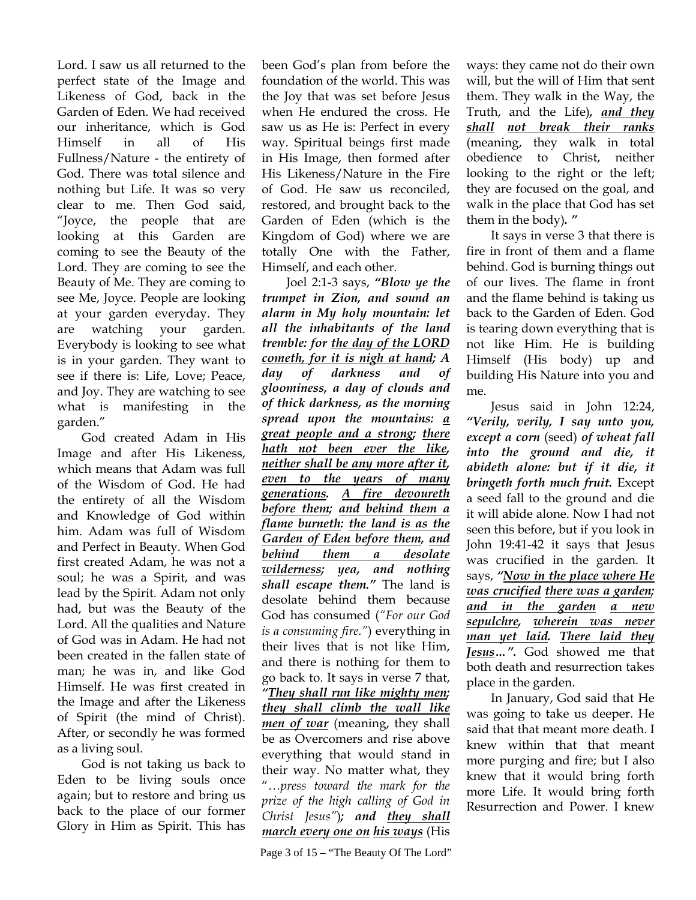Lord. I saw us all returned to the perfect state of the Image and Likeness of God, back in the Garden of Eden. We had received our inheritance, which is God Himself in all of His Fullness/Nature - the entirety of God. There was total silence and nothing but Life. It was so very clear to me. Then God said, "Joyce, the people that are looking at this Garden are coming to see the Beauty of the Lord. They are coming to see the Beauty of Me. They are coming to see Me, Joyce. People are looking at your garden everyday. They are watching your garden. Everybody is looking to see what is in your garden. They want to see if there is: Life, Love; Peace, and Joy. They are watching to see what is manifesting in the garden."

God created Adam in His Image and after His Likeness, which means that Adam was full of the Wisdom of God. He had the entirety of all the Wisdom and Knowledge of God within him. Adam was full of Wisdom and Perfect in Beauty. When God first created Adam, he was not a soul; he was a Spirit, and was lead by the Spirit. Adam not only had, but was the Beauty of the Lord. All the qualities and Nature of God was in Adam. He had not been created in the fallen state of man; he was in, and like God Himself. He was first created in the Image and after the Likeness of Spirit (the mind of Christ). After, or secondly he was formed as a living soul.

God is not taking us back to Eden to be living souls once again; but to restore and bring us back to the place of our former Glory in Him as Spirit. This has been God's plan from before the foundation of the world. This was the Joy that was set before Jesus when He endured the cross. He saw us as He is: Perfect in every way. Spiritual beings first made in His Image, then formed after His Likeness/Nature in the Fire of God. He saw us reconciled, restored, and brought back to the Garden of Eden (which is the Kingdom of God) where we are totally One with the Father, Himself, and each other.

Joel 2:1-3 says, ***"Blow ye the trumpet in Zion, and sound an alarm in My holy mountain: let all the inhabitants of the land tremble: for <u>the day of the LORD cometh, for it is nigh at hand</u>; A day of darkness and of gloominess, a day of clouds and of thick darkness, as the morning spread upon the mountains: <u>a great people and a strong</u>; <u>there hath not been ever the like</u>, <u>neither shall be any more after it</u>, <u>even to the years of many generations</u>. <u>A fire devoureth before them</u>; <u>and behind them a flame burneth</u>: <u>the land is as the Garden of Eden before them</u>, <u>and behind them a desolate wilderness</u>; yea, and nothing shall escape them."*** The land is desolate behind them because God has consumed (*"For our God is a consuming fire."*) everything in their lives that is not like Him, and there is nothing for them to go back to. It says in verse 7 that, ***"<u>They shall run like mighty men; they shall climb the wall like men of war</u>*** (meaning, they shall be as Overcomers and rise above everything that would stand in their way. No matter what, they *"…press toward the mark for the prize of the high calling of God in Christ Jesus"*)***; and <u>they shall march every one on</u> <u>his ways</u>*** (His ways: they came not do their own will, but the will of Him that sent them. They walk in the Way, the Truth, and the Life)***, <u>and they shall</u> <u>not break their ranks</u>*** (meaning, they walk in total obedience to Christ, neither looking to the right or the left; they are focused on the goal, and walk in the place that God has set them in the body)***. "***

It says in verse 3 that there is fire in front of them and a flame behind. God is burning things out of our lives. The flame in front and the flame behind is taking us back to the Garden of Eden. God is tearing down everything that is not like Him. He is building Himself (His body) up and building His Nature into you and me.

Jesus said in John 12:24, ***"Verily, verily, I say unto you, except a corn*** (seed) ***of wheat fall into the ground and die, it abideth alone: but if it die, it bringeth forth much fruit.*** Except a seed fall to the ground and die it will abide alone. Now I had not seen this before, but if you look in John 19:41-42 it says that Jesus was crucified in the garden. It says, ***"<u>Now in the place where He was crucified</u> <u>there was a garden</u>; <u>and in the garden</u> <u>a new sepulchre</u>, <u>wherein was never man yet laid</u>. <u>There laid they Jesus</u>…".*** God showed me that both death and resurrection takes place in the garden.

In January, God said that He was going to take us deeper. He said that that meant more death. I knew within that that meant more purging and fire; but I also knew that it would bring forth more Life. It would bring forth Resurrection and Power. I knew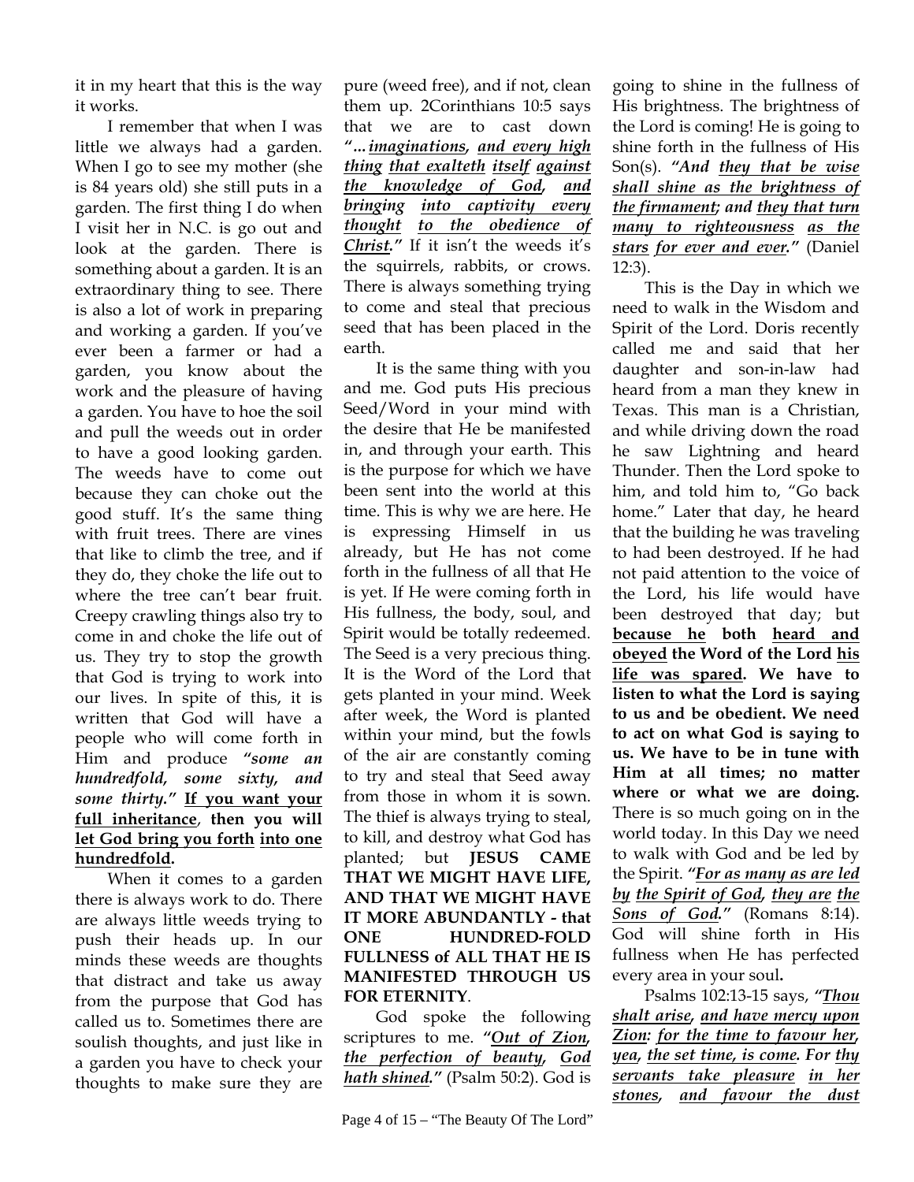it in my heart that this is the way it works.

I remember that when I was little we always had a garden. When I go to see my mother (she is 84 years old) she still puts in a garden. The first thing I do when I visit her in N.C. is go out and look at the garden. There is something about a garden. It is an extraordinary thing to see. There is also a lot of work in preparing and working a garden. If you've ever been a farmer or had a garden, you know about the work and the pleasure of having a garden. You have to hoe the soil and pull the weeds out in order to have a good looking garden. The weeds have to come out because they can choke out the good stuff. It's the same thing with fruit trees. There are vines that like to climb the tree, and if they do, they choke the life out to where the tree can't bear fruit. Creepy crawling things also try to come in and choke the life out of us. They try to stop the growth that God is trying to work into our lives. In spite of this, it is written that God will have a people who will come forth in Him and produce ***"some an hundredfold, some sixty, and some thirty."*** **If you want your full inheritance, then you will let God bring you forth into one hundredfold.**

When it comes to a garden there is always work to do. There are always little weeds trying to push their heads up. In our minds these weeds are thoughts that distract and take us away from the purpose that God has called us to. Sometimes there are soulish thoughts, and just like in a garden you have to check your thoughts to make sure they are pure (weed free), and if not, clean them up. 2Corinthians 10:5 says that we are to cast down ***"...imaginations, and every high thing that exalteth itself against the knowledge of God, and bringing into captivity every thought to the obedience of Christ."*** If it isn't the weeds it's the squirrels, rabbits, or crows. There is always something trying to come and steal that precious seed that has been placed in the earth.

It is the same thing with you and me. God puts His precious Seed/Word in your mind with the desire that He be manifested in, and through your earth. This is the purpose for which we have been sent into the world at this time. This is why we are here. He is expressing Himself in us already, but He has not come forth in the fullness of all that He is yet. If He were coming forth in His fullness, the body, soul, and Spirit would be totally redeemed. The Seed is a very precious thing. It is the Word of the Lord that gets planted in your mind. Week after week, the Word is planted within your mind, but the fowls of the air are constantly coming to try and steal that Seed away from those in whom it is sown. The thief is always trying to steal, to kill, and destroy what God has planted; but **JESUS CAME THAT WE MIGHT HAVE LIFE, AND THAT WE MIGHT HAVE IT MORE ABUNDANTLY - that ONE HUNDRED-FOLD FULLNESS of ALL THAT HE IS MANIFESTED THROUGH US FOR ETERNITY**.

God spoke the following scriptures to me. ***"Out of Zion, the perfection of beauty, God hath shined."*** (Psalm 50:2). God is going to shine in the fullness of His brightness. The brightness of the Lord is coming! He is going to shine forth in the fullness of His Son(s). ***"And they that be wise shall shine as the brightness of the firmament; and they that turn many to righteousness as the stars for ever and ever."*** (Daniel 12:3).

This is the Day in which we need to walk in the Wisdom and Spirit of the Lord. Doris recently called me and said that her daughter and son-in-law had heard from a man they knew in Texas. This man is a Christian, and while driving down the road he saw Lightning and heard Thunder. Then the Lord spoke to him, and told him to, "Go back home." Later that day, he heard that the building he was traveling to had been destroyed. If he had not paid attention to the voice of the Lord, his life would have been destroyed that day; but **because he both heard and obeyed the Word of the Lord his life was spared. We have to listen to what the Lord is saying to us and be obedient. We need to act on what God is saying to us. We have to be in tune with Him at all times; no matter where or what we are doing.** There is so much going on in the world today. In this Day we need to walk with God and be led by the Spirit. ***"For as many as are led by the Spirit of God, they are the Sons of God."*** (Romans 8:14). God will shine forth in His fullness when He has perfected every area in your soul.

Psalms 102:13-15 says, ***"Thou shalt arise, and have mercy upon Zion: for the time to favour her, yea, the set time, is come. For thy servants take pleasure in her stones, and favour the dust***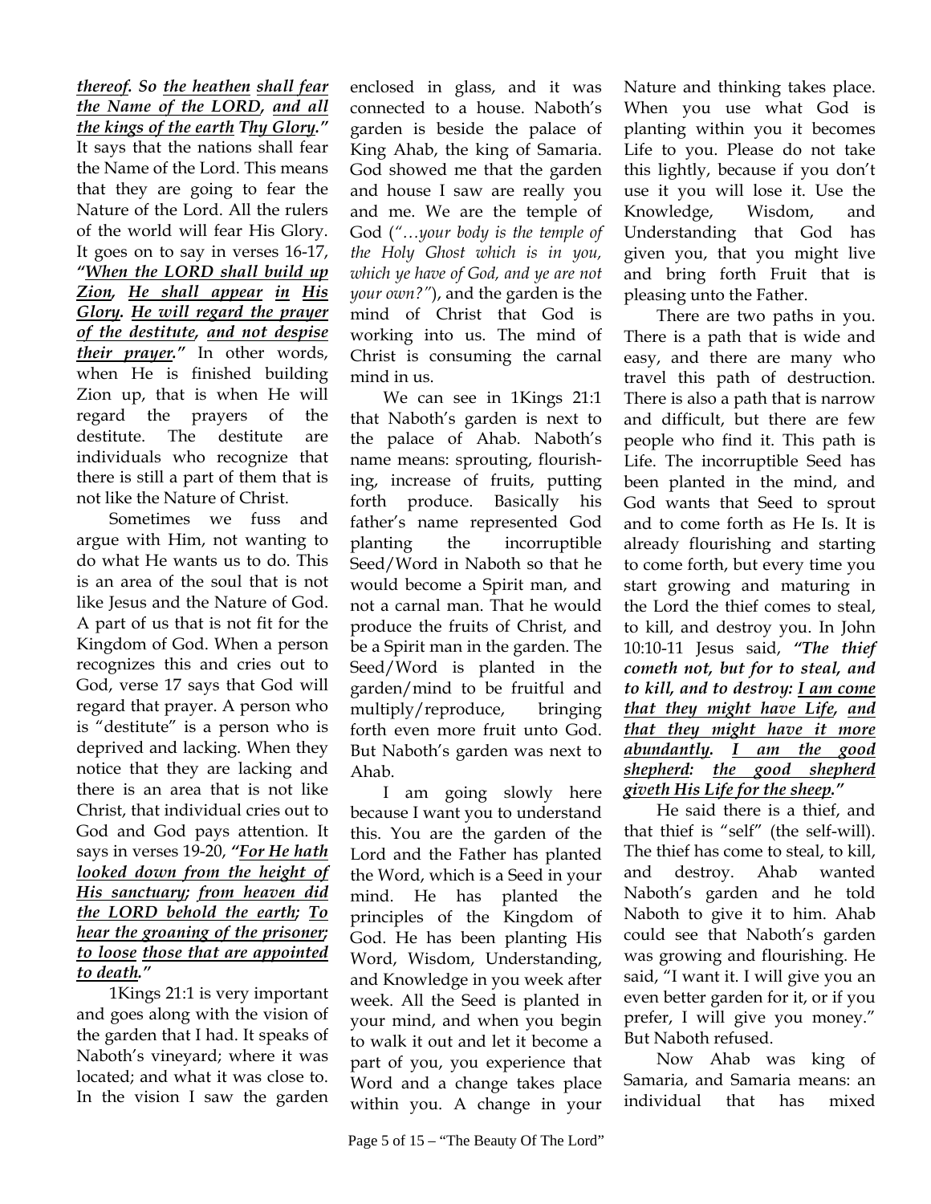***thereof. So <u>the heathen</u> <u>shall fear</u> <u>the Name of the LORD</u>, <u>and all</u> <u>the kings of the earth</u> <u>Thy Glory</u>."*** It says that the nations shall fear the Name of the Lord. This means that they are going to fear the Nature of the Lord. All the rulers of the world will fear His Glory. It goes on to say in verses 16-17, ***"<u>When the LORD shall build up Zion</u>, <u>He shall appear</u> <u>in</u> <u>His Glory</u>. <u>He will regard the prayer of the destitute</u>, <u>and not despise their prayer</u>."*** In other words, when He is finished building Zion up, that is when He will regard the prayers of the destitute. The destitute are individuals who recognize that there is still a part of them that is not like the Nature of Christ.

Sometimes we fuss and argue with Him, not wanting to do what He wants us to do. This is an area of the soul that is not like Jesus and the Nature of God. A part of us that is not fit for the Kingdom of God. When a person recognizes this and cries out to God, verse 17 says that God will regard that prayer. A person who is "destitute" is a person who is deprived and lacking. When they notice that they are lacking and there is an area that is not like Christ, that individual cries out to God and God pays attention. It says in verses 19-20, ***"<u>For He hath looked down from the height of His sanctuary</u>; <u>from heaven did the LORD behold the earth</u>; <u>To hear the groaning of the prisoner</u>; <u>to loose</u> <u>those that are appointed to death</u>."***

1Kings 21:1 is very important and goes along with the vision of the garden that I had. It speaks of Naboth's vineyard; where it was located; and what it was close to. In the vision I saw the garden enclosed in glass, and it was connected to a house. Naboth's garden is beside the palace of King Ahab, the king of Samaria. God showed me that the garden and house I saw are really you and me. We are the temple of God (*"…your body is the temple of the Holy Ghost which is in you, which ye have of God, and ye are not your own?"*), and the garden is the mind of Christ that God is working into us. The mind of Christ is consuming the carnal mind in us.

We can see in 1Kings 21:1 that Naboth's garden is next to the palace of Ahab. Naboth's name means: sprouting, flourishing, increase of fruits, putting forth produce. Basically his father's name represented God planting the incorruptible Seed/Word in Naboth so that he would become a Spirit man, and not a carnal man. That he would produce the fruits of Christ, and be a Spirit man in the garden. The Seed/Word is planted in the garden/mind to be fruitful and multiply/reproduce, bringing forth even more fruit unto God. But Naboth's garden was next to Ahab.

I am going slowly here because I want you to understand this. You are the garden of the Lord and the Father has planted the Word, which is a Seed in your mind. He has planted the principles of the Kingdom of God. He has been planting His Word, Wisdom, Understanding, and Knowledge in you week after week. All the Seed is planted in your mind, and when you begin to walk it out and let it become a part of you, you experience that Word and a change takes place within you. A change in your Nature and thinking takes place. When you use what God is planting within you it becomes Life to you. Please do not take this lightly, because if you don't use it you will lose it. Use the Knowledge, Wisdom, and Understanding that God has given you, that you might live and bring forth Fruit that is pleasing unto the Father.

There are two paths in you. There is a path that is wide and easy, and there are many who travel this path of destruction. There is also a path that is narrow and difficult, but there are few people who find it. This path is Life. The incorruptible Seed has been planted in the mind, and God wants that Seed to sprout and to come forth as He Is. It is already flourishing and starting to come forth, but every time you start growing and maturing in the Lord the thief comes to steal, to kill, and destroy you. In John 10:10-11 Jesus said, ***"The thief cometh not, but for to steal, and to kill, and to destroy: <u>I am come that they might have Life</u>, <u>and that they might have it more abundantly</u>. <u>I am the good shepherd</u>: <u>the good shepherd giveth His Life for the sheep</u>."***

He said there is a thief, and that thief is "self" (the self-will). The thief has come to steal, to kill, and destroy. Ahab wanted Naboth's garden and he told Naboth to give it to him. Ahab could see that Naboth's garden was growing and flourishing. He said, "I want it. I will give you an even better garden for it, or if you prefer, I will give you money." But Naboth refused.

Now Ahab was king of Samaria, and Samaria means: an individual that has mixed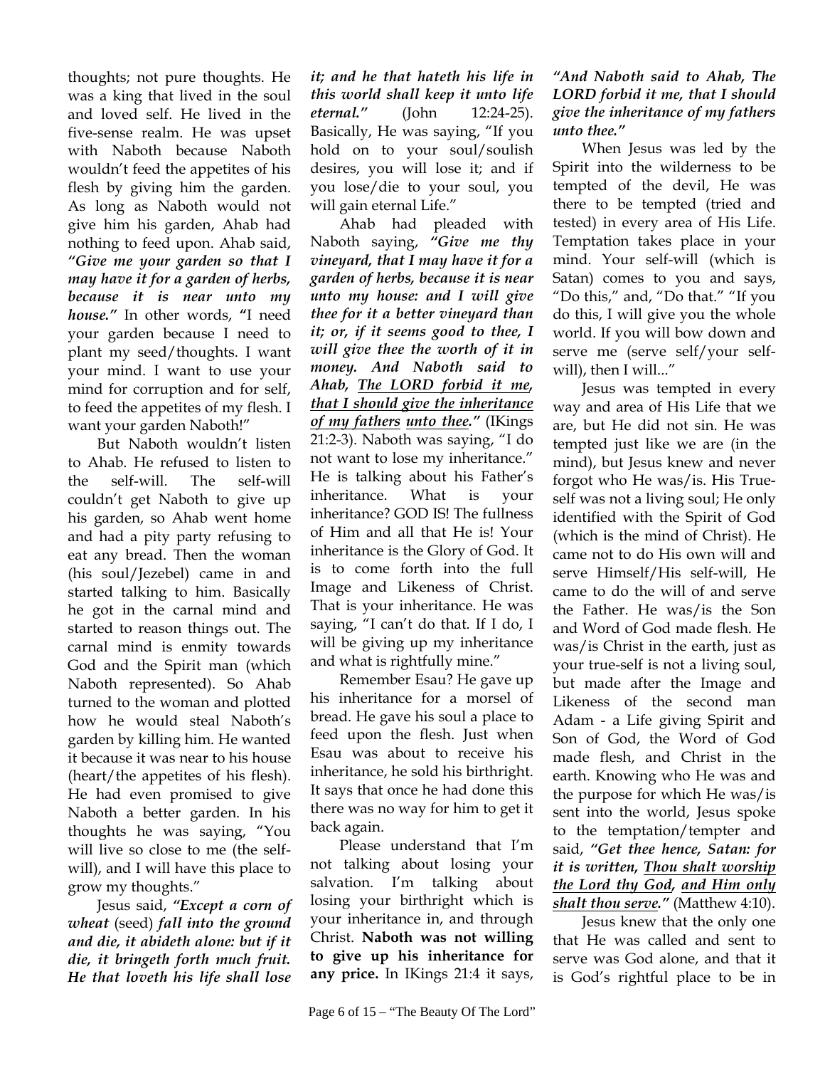thoughts; not pure thoughts. He was a king that lived in the soul and loved self. He lived in the five-sense realm. He was upset with Naboth because Naboth wouldn't feed the appetites of his flesh by giving him the garden. As long as Naboth would not give him his garden, Ahab had nothing to feed upon. Ahab said, ***"Give me your garden so that I may have it for a garden of herbs, because it is near unto my house."*** In other words, **"**I need your garden because I need to plant my seed/thoughts. I want your mind. I want to use your mind for corruption and for self, to feed the appetites of my flesh. I want your garden Naboth!"

But Naboth wouldn't listen to Ahab. He refused to listen to the self-will. The self-will couldn't get Naboth to give up his garden, so Ahab went home and had a pity party refusing to eat any bread. Then the woman (his soul/Jezebel) came in and started talking to him. Basically he got in the carnal mind and started to reason things out. The carnal mind is enmity towards God and the Spirit man (which Naboth represented). So Ahab turned to the woman and plotted how he would steal Naboth's garden by killing him. He wanted it because it was near to his house (heart/the appetites of his flesh). He had even promised to give Naboth a better garden. In his thoughts he was saying, "You will live so close to me (the self-will), and I will have this place to grow my thoughts."

Jesus said, ***"Except a corn of wheat*** (seed) ***fall into the ground and die, it abideth alone: but if it die, it bringeth forth much fruit. He that loveth his life shall lose it; and he that hateth his life in this world shall keep it unto life eternal."*** (John 12:24-25). Basically, He was saying, "If you hold on to your soul/soulish desires, you will lose it; and if you lose/die to your soul, you will gain eternal Life."

Ahab had pleaded with Naboth saying, ***"Give me thy vineyard, that I may have it for a garden of herbs, because it is near unto my house: and I will give thee for it a better vineyard than it; or, if it seems good to thee, I will give thee the worth of it in money. And Naboth said to Ahab, <u>The LORD forbid it me</u>, <u>that I should give the inheritance of my fathers</u> <u>unto thee</u>."*** (IKings 21:2-3). Naboth was saying, "I do not want to lose my inheritance." He is talking about his Father's inheritance. What is your inheritance? GOD IS! The fullness of Him and all that He is! Your inheritance is the Glory of God. It is to come forth into the full Image and Likeness of Christ. That is your inheritance. He was saying, "I can't do that. If I do, I will be giving up my inheritance and what is rightfully mine."

Remember Esau? He gave up his inheritance for a morsel of bread. He gave his soul a place to feed upon the flesh. Just when Esau was about to receive his inheritance, he sold his birthright. It says that once he had done this there was no way for him to get it back again.

Please understand that I'm not talking about losing your salvation. I'm talking about losing your birthright which is your inheritance in, and through Christ. **Naboth was not willing to give up his inheritance for any price.** In IKings 21:4 it says, ***"And Naboth said to Ahab, The LORD forbid it me, that I should give the inheritance of my fathers unto thee."***

When Jesus was led by the Spirit into the wilderness to be tempted of the devil, He was there to be tempted (tried and tested) in every area of His Life. Temptation takes place in your mind. Your self-will (which is Satan) comes to you and says, "Do this," and, "Do that." "If you do this, I will give you the whole world. If you will bow down and serve me (serve self/your self-will), then I will..."

Jesus was tempted in every way and area of His Life that we are, but He did not sin. He was tempted just like we are (in the mind), but Jesus knew and never forgot who He was/is. His True-self was not a living soul; He only identified with the Spirit of God (which is the mind of Christ). He came not to do His own will and serve Himself/His self-will, He came to do the will of and serve the Father. He was/is the Son and Word of God made flesh. He was/is Christ in the earth, just as your true-self is not a living soul, but made after the Image and Likeness of the second man Adam - a Life giving Spirit and Son of God, the Word of God made flesh, and Christ in the earth. Knowing who He was and the purpose for which He was/is sent into the world, Jesus spoke to the temptation/tempter and said, ***"Get thee hence, Satan: for it is written, <u>Thou shalt worship the Lord thy God</u>, <u>and Him only shalt thou serve</u>."*** (Matthew 4:10).

Jesus knew that the only one that He was called and sent to serve was God alone, and that it is God's rightful place to be in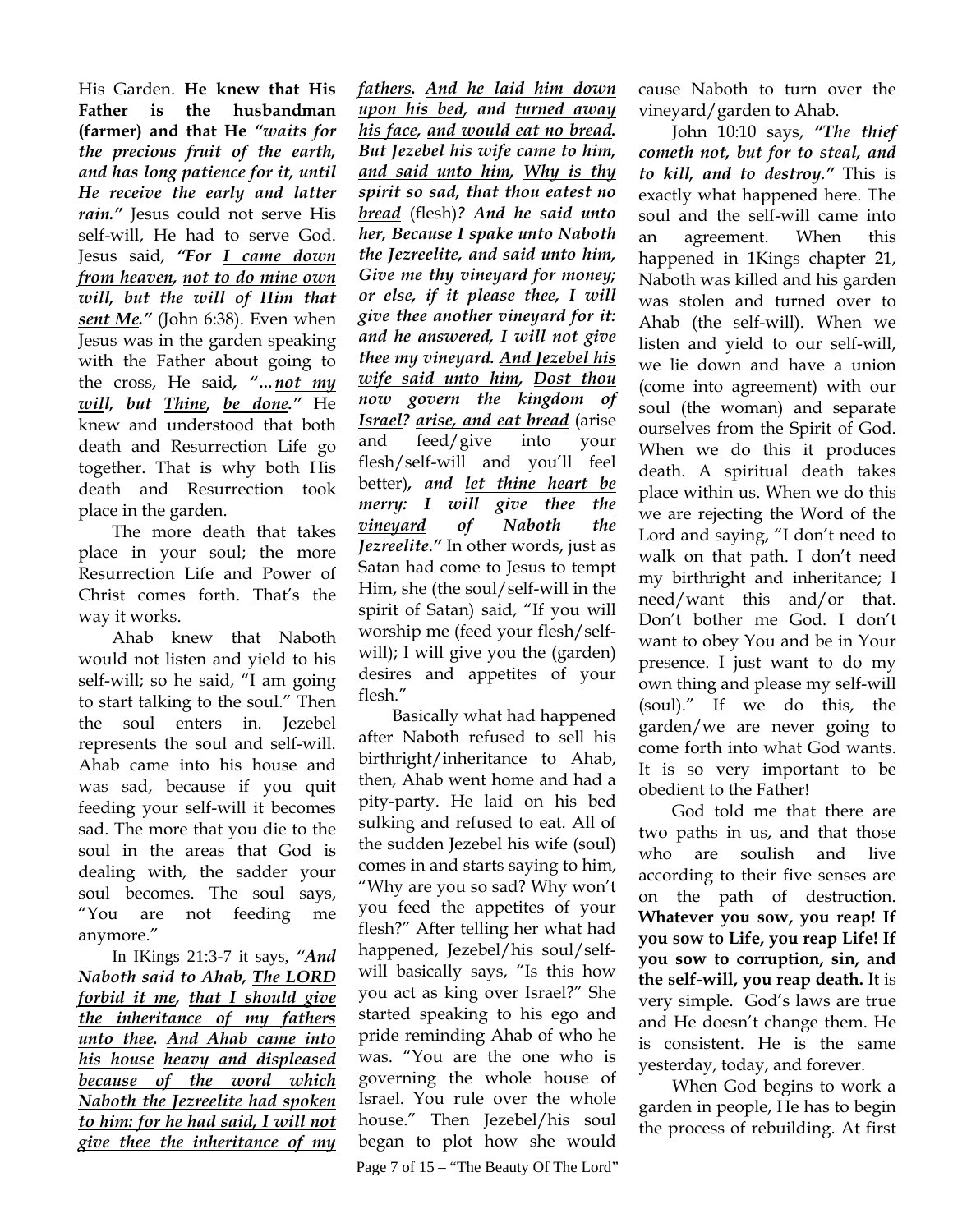His Garden. **He knew that His Father is the husbandman (farmer) and that He** ***"waits for the precious fruit of the earth, and has long patience for it, until He receive the early and latter rain."*** Jesus could not serve His self-will, He had to serve God. Jesus said, ***"For <u>I came down from heaven</u>, <u>not to do mine own will</u>, <u>but the will of Him that sent Me</u>."*** (John 6:38). Even when Jesus was in the garden speaking with the Father about going to the cross, He said, ***"…<u>not my will</u>, but <u>Thine</u>, <u>be done</u>."*** He knew and understood that both death and Resurrection Life go together. That is why both His death and Resurrection took place in the garden.

The more death that takes place in your soul; the more Resurrection Life and Power of Christ comes forth. That's the way it works.

Ahab knew that Naboth would not listen and yield to his self-will; so he said, "I am going to start talking to the soul." Then the soul enters in. Jezebel represents the soul and self-will. Ahab came into his house and was sad, because if you quit feeding your self-will it becomes sad. The more that you die to the soul in the areas that God is dealing with, the sadder your soul becomes. The soul says, "You are not feeding me anymore."

In IKings 21:3-7 it says, ***"And Naboth said to Ahab, <u>The LORD forbid it me</u>, <u>that I should give the inheritance of my fathers unto thee</u>. <u>And Ahab came into his house</u> <u>heavy and displeased because of the word which Naboth the Jezreelite had spoken to him: for he had said, I will not give thee the inheritance of my fathers</u>. <u>And he laid him down upon his bed</u>, and <u>turned away his face</u>, <u>and would eat no bread</u>. <u>But Jezebel his wife came to him</u>, <u>and said unto him</u>, <u>Why is thy spirit so sad</u>, <u>that thou eatest no bread</u>*** (flesh)***? And he said unto her, Because I spake unto Naboth the Jezreelite, and said unto him, Give me thy vineyard for money; or else, if it please thee, I will give thee another vineyard for it: and he answered, I will not give thee my vineyard. <u>And Jezebel his wife said unto him</u>, <u>Dost thou now govern the kingdom of Israel</u>? <u>arise, and eat bread</u>*** (arise and feed/give into your flesh/self-will and you'll feel better)***, and <u>let thine heart be merry</u>: <u>I will give thee the vineyard</u> of Naboth the Jezreelite."*** In other words, just as Satan had come to Jesus to tempt Him, she (the soul/self-will in the spirit of Satan) said, "If you will worship me (feed your flesh/self-will); I will give you the (garden) desires and appetites of your flesh."

Basically what had happened after Naboth refused to sell his birthright/inheritance to Ahab, then, Ahab went home and had a pity-party. He laid on his bed sulking and refused to eat. All of the sudden Jezebel his wife (soul) comes in and starts saying to him, "Why are you so sad? Why won't you feed the appetites of your flesh?" After telling her what had happened, Jezebel/his soul/self-will basically says, "Is this how you act as king over Israel?" She started speaking to his ego and pride reminding Ahab of who he was. "You are the one who is governing the whole house of Israel. You rule over the whole house." Then Jezebel/his soul began to plot how she would cause Naboth to turn over the vineyard/garden to Ahab.

John 10:10 says, ***"The thief cometh not, but for to steal, and to kill, and to destroy."*** This is exactly what happened here. The soul and the self-will came into an agreement. When this happened in 1Kings chapter 21, Naboth was killed and his garden was stolen and turned over to Ahab (the self-will). When we listen and yield to our self-will, we lie down and have a union (come into agreement) with our soul (the woman) and separate ourselves from the Spirit of God. When we do this it produces death. A spiritual death takes place within us. When we do this we are rejecting the Word of the Lord and saying, "I don't need to walk on that path. I don't need my birthright and inheritance; I need/want this and/or that. Don't bother me God. I don't want to obey You and be in Your presence. I just want to do my own thing and please my self-will (soul)." If we do this, the garden/we are never going to come forth into what God wants. It is so very important to be obedient to the Father!

God told me that there are two paths in us, and that those who are soulish and live according to their five senses are on the path of destruction. **Whatever you sow, you reap! If you sow to Life, you reap Life! If you sow to corruption, sin, and the self-will, you reap death.** It is very simple. God's laws are true and He doesn't change them. He is consistent. He is the same yesterday, today, and forever.

When God begins to work a garden in people, He has to begin the process of rebuilding. At first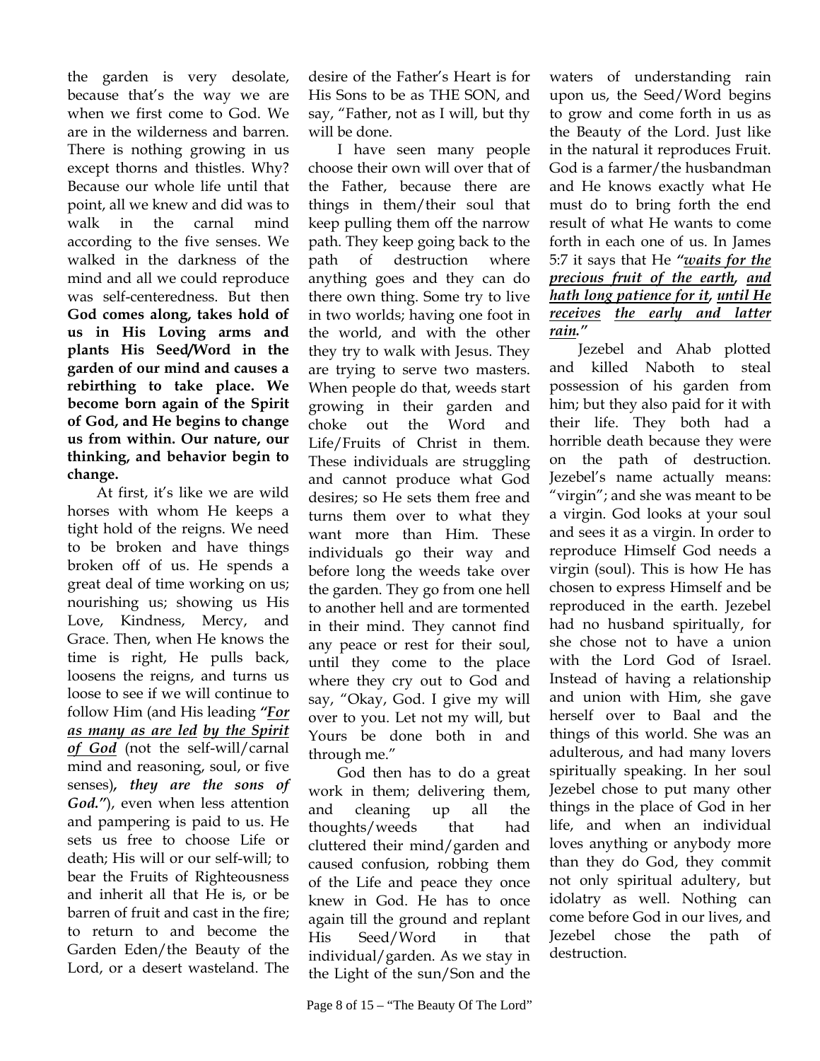the garden is very desolate, because that's the way we are when we first come to God. We are in the wilderness and barren. There is nothing growing in us except thorns and thistles. Why? Because our whole life until that point, all we knew and did was to walk in the carnal mind according to the five senses. We walked in the darkness of the mind and all we could reproduce was self-centeredness. But then **God comes along, takes hold of us in His Loving arms and plants His Seed/Word in the garden of our mind and causes a rebirthing to take place. We become born again of the Spirit of God, and He begins to change us from within. Our nature, our thinking, and behavior begin to change.**

At first, it's like we are wild horses with whom He keeps a tight hold of the reigns. We need to be broken and have things broken off of us. He spends a great deal of time working on us; nourishing us; showing us His Love, Kindness, Mercy, and Grace. Then, when He knows the time is right, He pulls back, loosens the reigns, and turns us loose to see if we will continue to follow Him (and His leading ***"For as many as are led** **by the Spirit of God*** (not the self-will/carnal mind and reasoning, soul, or five senses)***, they are the sons of God."***), even when less attention and pampering is paid to us. He sets us free to choose Life or death; His will or our self-will; to bear the Fruits of Righteousness and inherit all that He is, or be barren of fruit and cast in the fire; to return to and become the Garden Eden/the Beauty of the Lord, or a desert wasteland. The desire of the Father's Heart is for His Sons to be as THE SON, and say, "Father, not as I will, but thy will be done.

I have seen many people choose their own will over that of the Father, because there are things in them/their soul that keep pulling them off the narrow path. They keep going back to the path of destruction where anything goes and they can do there own thing. Some try to live in two worlds; having one foot in the world, and with the other they try to walk with Jesus. They are trying to serve two masters. When people do that, weeds start growing in their garden and choke out the Word and Life/Fruits of Christ in them. These individuals are struggling and cannot produce what God desires; so He sets them free and turns them over to what they want more than Him. These individuals go their way and before long the weeds take over the garden. They go from one hell to another hell and are tormented in their mind. They cannot find any peace or rest for their soul, until they come to the place where they cry out to God and say, "Okay, God. I give my will over to you. Let not my will, but Yours be done both in and through me."

God then has to do a great work in them; delivering them, and cleaning up all the thoughts/weeds that had cluttered their mind/garden and caused confusion, robbing them of the Life and peace they once knew in God. He has to once again till the ground and replant His Seed/Word in that individual/garden. As we stay in the Light of the sun/Son and the waters of understanding rain upon us, the Seed/Word begins to grow and come forth in us as the Beauty of the Lord. Just like in the natural it reproduces Fruit. God is a farmer/the husbandman and He knows exactly what He must do to bring forth the end result of what He wants to come forth in each one of us. In James 5:7 it says that He ***"waits for the precious fruit of the earth, and hath long patience for it, until He receives the early and latter rain."***

Jezebel and Ahab plotted and killed Naboth to steal possession of his garden from him; but they also paid for it with their life. They both had a horrible death because they were on the path of destruction. Jezebel's name actually means: "virgin"; and she was meant to be a virgin. God looks at your soul and sees it as a virgin. In order to reproduce Himself God needs a virgin (soul). This is how He has chosen to express Himself and be reproduced in the earth. Jezebel had no husband spiritually, for she chose not to have a union with the Lord God of Israel. Instead of having a relationship and union with Him, she gave herself over to Baal and the things of this world. She was an adulterous, and had many lovers spiritually speaking. In her soul Jezebel chose to put many other things in the place of God in her life, and when an individual loves anything or anybody more than they do God, they commit not only spiritual adultery, but idolatry as well. Nothing can come before God in our lives, and Jezebel chose the path of destruction.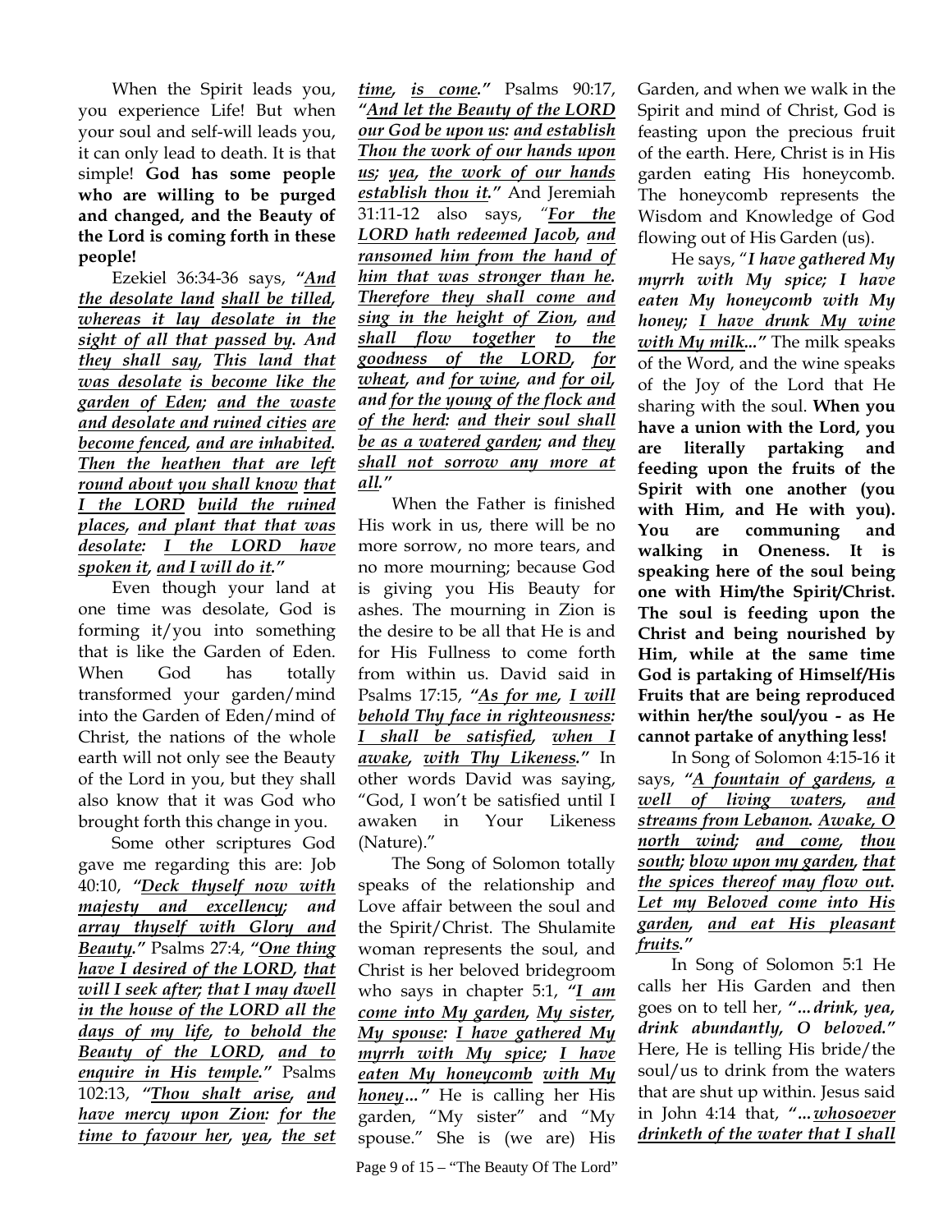When the Spirit leads you, you experience Life! But when your soul and self-will leads you, it can only lead to death. It is that simple! **God has some people who are willing to be purged and changed, and the Beauty of the Lord is coming forth in these people!**

Ezekiel 36:34-36 says, ***"And the desolate land shall be tilled, whereas it lay desolate in the sight of all that passed by. And they shall say, This land that was desolate is become like the garden of Eden; and the waste and desolate and ruined cities are become fenced, and are inhabited. Then the heathen that are left round about you shall know that I the LORD build the ruined places, and plant that that was desolate: I the LORD have spoken it, and I will do it."***

Even though your land at one time was desolate, God is forming it/you into something that is like the Garden of Eden. When God has totally transformed your garden/mind into the Garden of Eden/mind of Christ, the nations of the whole earth will not only see the Beauty of the Lord in you, but they shall also know that it was God who brought forth this change in you.

Some other scriptures God gave me regarding this are: Job 40:10, ***"Deck thyself now with majesty and excellency; and array thyself with Glory and Beauty."*** Psalms 27:4, ***"One thing have I desired of the LORD, that will I seek after; that I may dwell in the house of the LORD all the days of my life, to behold the Beauty of the LORD, and to enquire in His temple."*** Psalms 102:13, ***"Thou shalt arise, and have mercy upon Zion: for the time to favour her, yea, the set time, is come."*** Psalms 90:17, ***"And let the Beauty of the LORD our God be upon us: and establish Thou the work of our hands upon us; yea, the work of our hands establish thou it."*** And Jeremiah 31:11-12 also says, ***"For the LORD hath redeemed Jacob, and ransomed him from the hand of him that was stronger than he. Therefore they shall come and sing in the height of Zion, and shall flow together to the goodness of the LORD, for wheat, and for wine, and for oil, and for the young of the flock and of the herd: and their soul shall be as a watered garden; and they shall not sorrow any more at all."***

When the Father is finished His work in us, there will be no more sorrow, no more tears, and no more mourning; because God is giving you His Beauty for ashes. The mourning in Zion is the desire to be all that He is and for His Fullness to come forth from within us. David said in Psalms 17:15, ***"As for me, I will behold Thy face in righteousness: I shall be satisfied, when I awake, with Thy Likeness."*** In other words David was saying, "God, I won't be satisfied until I awaken in Your Likeness (Nature)."

The Song of Solomon totally speaks of the relationship and Love affair between the soul and the Spirit/Christ. The Shulamite woman represents the soul, and Christ is her beloved bridegroom who says in chapter 5:1, ***"I am come into My garden, My sister, My spouse: I have gathered My myrrh with My spice; I have eaten My honeycomb with My honey..."*** He is calling her His garden, "My sister" and "My spouse." She is (we are) His Garden, and when we walk in the Spirit and mind of Christ, God is feasting upon the precious fruit of the earth. Here, Christ is in His garden eating His honeycomb. The honeycomb represents the Wisdom and Knowledge of God flowing out of His Garden (us).

He says, "***I have gathered My myrrh with My spice; I have eaten My honeycomb with My honey; I have drunk My wine with My milk..."*** The milk speaks of the Word, and the wine speaks of the Joy of the Lord that He sharing with the soul. **When you have a union with the Lord, you are literally partaking and feeding upon the fruits of the Spirit with one another (you with Him, and He with you). You are communing and walking in Oneness. It is speaking here of the soul being one with Him/the Spirit/Christ. The soul is feeding upon the Christ and being nourished by Him, while at the same time God is partaking of Himself/His Fruits that are being reproduced within her/the soul/you - as He cannot partake of anything less!**

In Song of Solomon 4:15-16 it says, ***"A fountain of gardens, a well of living waters, and streams from Lebanon. Awake, O north wind; and come, thou south; blow upon my garden, that the spices thereof may flow out. Let my Beloved come into His garden, and eat His pleasant fruits."***

In Song of Solomon 5:1 He calls her His Garden and then goes on to tell her, ***"...drink, yea, drink abundantly, O beloved."*** Here, He is telling His bride/the soul/us to drink from the waters that are shut up within. Jesus said in John 4:14 that, ***"...whosoever drinketh of the water that I shall***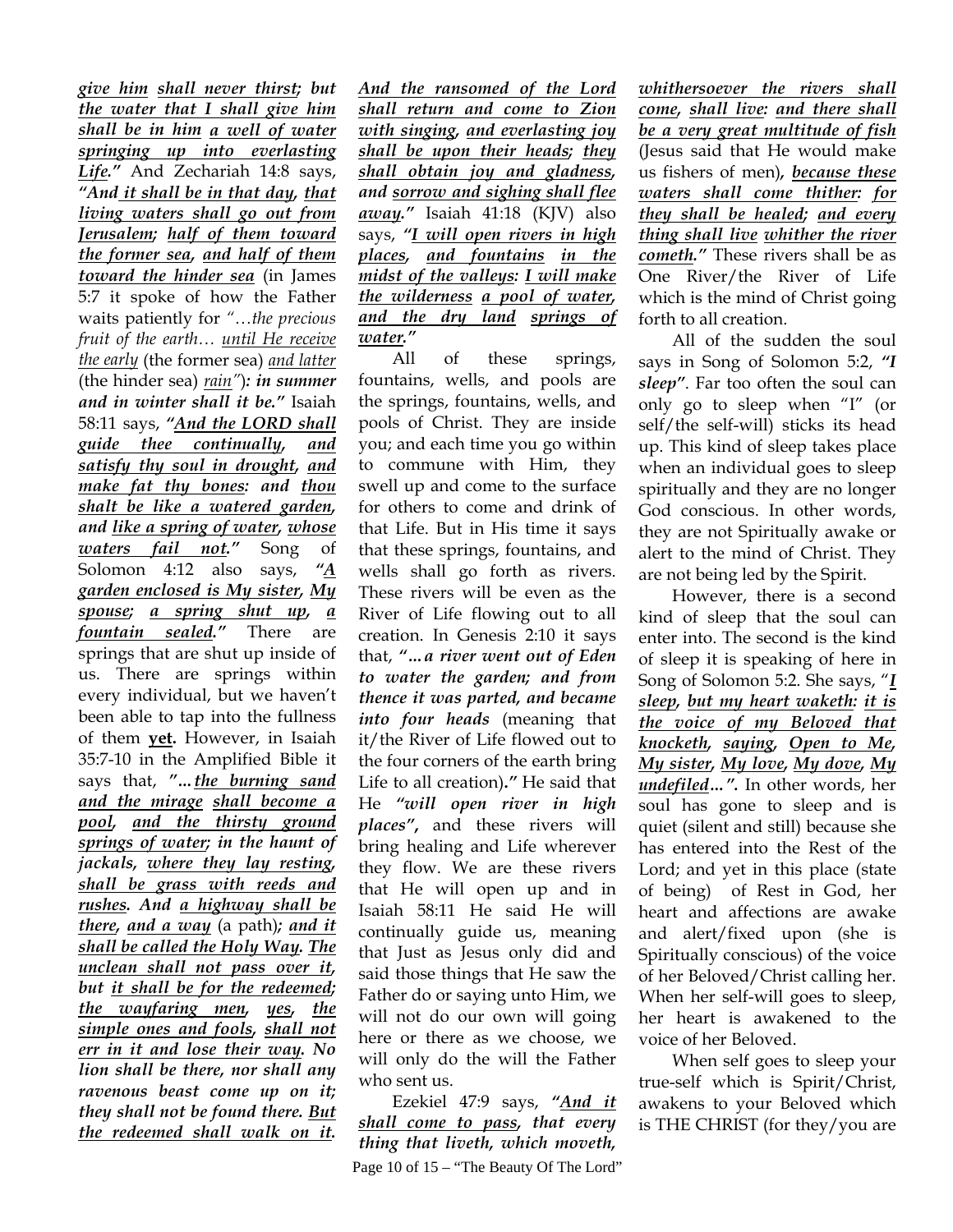***give him shall never thirst; but the water that I shall give him shall be in him a well of water springing up into everlasting Life."*** And Zechariah 14:8 says, ***"And it shall be in that day, that living waters shall go out from Jerusalem; half of them toward the former sea, and half of them toward the hinder sea*** (in James 5:7 it spoke of how the Father waits patiently for *"…the precious fruit of the earth… until He receive the early* (the former sea) *and latter* (the hinder sea) *rain"*)***: in summer and in winter shall it be."*** Isaiah 58:11 says, ***"And the LORD shall guide thee continually, and satisfy thy soul in drought, and make fat thy bones: and thou shalt be like a watered garden, and like a spring of water, whose waters fail not."*** Song of Solomon 4:12 also says, ***"A garden enclosed is My sister, My spouse; a spring shut up, a fountain sealed."*** There are springs that are shut up inside of us. There are springs within every individual, but we haven't been able to tap into the fullness of them **yet.** However, in Isaiah 35:7-10 in the Amplified Bible it says that, ***"…the burning sand and the mirage shall become a pool, and the thirsty ground springs of water; in the haunt of jackals, where they lay resting, shall be grass with reeds and rushes. And a highway shall be there, and a way*** (a path)***; and it shall be called the Holy Way. The unclean shall not pass over it, but it shall be for the redeemed; the wayfaring men, yes, the simple ones and fools, shall not err in it and lose their way. No lion shall be there, nor shall any ravenous beast come up on it; they shall not be found there. But the redeemed shall walk on it. And the ransomed of the Lord shall return and come to Zion with singing, and everlasting joy shall be upon their heads; they shall obtain joy and gladness, and sorrow and sighing shall flee away."*** Isaiah 41:18 (KJV) also says, ***"I will open rivers in high places, and fountains in the midst of the valleys: I will make the wilderness a pool of water, and the dry land springs of water."***

All of these springs, fountains, wells, and pools are the springs, fountains, wells, and pools of Christ. They are inside you; and each time you go within to commune with Him, they swell up and come to the surface for others to come and drink of that Life. But in His time it says that these springs, fountains, and wells shall go forth as rivers. These rivers will be even as the River of Life flowing out to all creation. In Genesis 2:10 it says that, ***"…a river went out of Eden to water the garden; and from thence it was parted, and became into four heads*** (meaning that it/the River of Life flowed out to the four corners of the earth bring Life to all creation)***."*** He said that He ***"will open river in high places"***, and these rivers will bring healing and Life wherever they flow. We are these rivers that He will open up and in Isaiah 58:11 He said He will continually guide us, meaning that Just as Jesus only did and said those things that He saw the Father do or saying unto Him, we will not do our own will going here or there as we choose, we will only do the will the Father who sent us.

Ezekiel 47:9 says, ***"And it shall come to pass, that every thing that liveth, which moveth, whithersoever the rivers shall come, shall live: and there shall be a very great multitude of fish*** (Jesus said that He would make us fishers of men)***, because these waters shall come thither: for they shall be healed; and every thing shall live whither the river cometh."*** These rivers shall be as One River/the River of Life which is the mind of Christ going forth to all creation.

All of the sudden the soul says in Song of Solomon 5:2, ***"I sleep"***. Far too often the soul can only go to sleep when "I" (or self/the self-will) sticks its head up. This kind of sleep takes place when an individual goes to sleep spiritually and they are no longer God conscious. In other words, they are not Spiritually awake or alert to the mind of Christ. They are not being led by the Spirit.

However, there is a second kind of sleep that the soul can enter into. The second is the kind of sleep it is speaking of here in Song of Solomon 5:2. She says, "***I sleep, but my heart waketh: it is the voice of my Beloved that knocketh, saying, Open to Me, My sister, My love, My dove, My undefiled…".*** In other words, her soul has gone to sleep and is quiet (silent and still) because she has entered into the Rest of the Lord; and yet in this place (state of being) of Rest in God, her heart and affections are awake and alert/fixed upon (she is Spiritually conscious) of the voice of her Beloved/Christ calling her. When her self-will goes to sleep, her heart is awakened to the voice of her Beloved.

When self goes to sleep your true-self which is Spirit/Christ, awakens to your Beloved which is THE CHRIST (for they/you are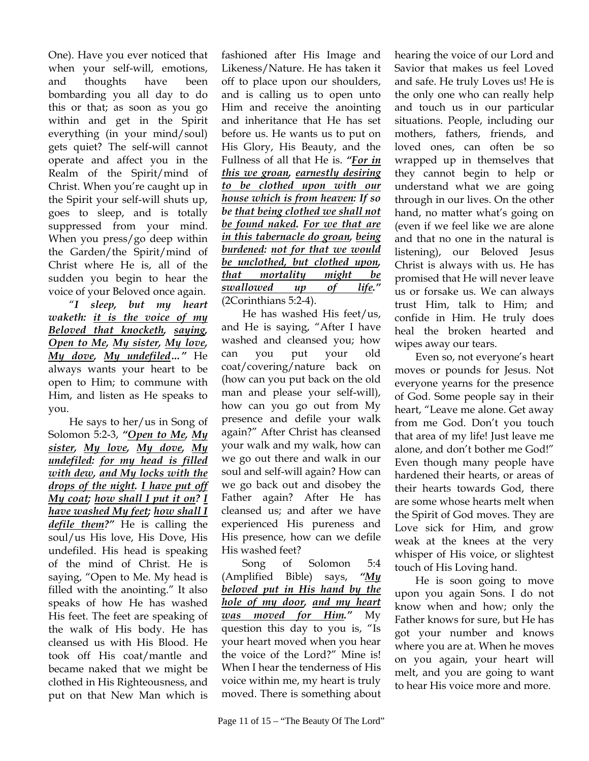One). Have you ever noticed that when your self-will, emotions, and thoughts have been bombarding you all day to do this or that; as soon as you go within and get in the Spirit everything (in your mind/soul) gets quiet? The self-will cannot operate and affect you in the Realm of the Spirit/mind of Christ. When you're caught up in the Spirit your self-will shuts up, goes to sleep, and is totally suppressed from your mind. When you press/go deep within the Garden/the Spirit/mind of Christ where He is, all of the sudden you begin to hear the voice of your Beloved once again.

***"I sleep, but my heart waketh: it is the voice of my Beloved that knocketh, saying, Open to Me, My sister, My love, My dove, My undefiled..."*** He always wants your heart to be open to Him; to commune with Him, and listen as He speaks to you.

He says to her/us in Song of Solomon 5:2-3, ***"Open to Me, My sister, My love, My dove, My undefiled: for my head is filled with dew, and My locks with the drops of the night. I have put off My coat; how shall I put it on? I have washed My feet; how shall I defile them?"*** He is calling the soul/us His love, His Dove, His undefiled. His head is speaking of the mind of Christ. He is saying, "Open to Me. My head is filled with the anointing." It also speaks of how He has washed His feet. The feet are speaking of the walk of His body. He has cleansed us with His Blood. He took off His coat/mantle and became naked that we might be clothed in His Righteousness, and put on that New Man which is fashioned after His Image and Likeness/Nature. He has taken it off to place upon our shoulders, and is calling us to open unto Him and receive the anointing and inheritance that He has set before us. He wants us to put on His Glory, His Beauty, and the Fullness of all that He is. ***"For in this we groan, earnestly desiring to be clothed upon with our house which is from heaven: If so be that being clothed we shall not be found naked. For we that are in this tabernacle do groan, being burdened: not for that we would be unclothed, but clothed upon, that mortality might be swallowed up of life."*** (2Corinthians 5:2-4).

He has washed His feet/us, and He is saying, "After I have washed and cleansed you; how can you put your old coat/covering/nature back on (how can you put back on the old man and please your self-will), how can you go out from My presence and defile your walk again?" After Christ has cleansed your walk and my walk, how can we go out there and walk in our soul and self-will again? How can we go back out and disobey the Father again? After He has cleansed us; and after we have experienced His pureness and His presence, how can we defile His washed feet?

Song of Solomon 5:4 (Amplified Bible) says, ***"My beloved put in His hand by the hole of my door, and my heart was moved for Him."*** My question this day to you is, "Is your heart moved when you hear the voice of the Lord?" Mine is! When I hear the tenderness of His voice within me, my heart is truly moved. There is something about hearing the voice of our Lord and Savior that makes us feel Loved and safe. He truly Loves us! He is the only one who can really help and touch us in our particular situations. People, including our mothers, fathers, friends, and loved ones, can often be so wrapped up in themselves that they cannot begin to help or understand what we are going through in our lives. On the other hand, no matter what's going on (even if we feel like we are alone and that no one in the natural is listening), our Beloved Jesus Christ is always with us. He has promised that He will never leave us or forsake us. We can always trust Him, talk to Him; and confide in Him. He truly does heal the broken hearted and wipes away our tears.

Even so, not everyone's heart moves or pounds for Jesus. Not everyone yearns for the presence of God. Some people say in their heart, "Leave me alone. Get away from me God. Don't you touch that area of my life! Just leave me alone, and don't bother me God!" Even though many people have hardened their hearts, or areas of their hearts towards God, there are some whose hearts melt when the Spirit of God moves. They are Love sick for Him, and grow weak at the knees at the very whisper of His voice, or slightest touch of His Loving hand.

He is soon going to move upon you again Sons. I do not know when and how; only the Father knows for sure, but He has got your number and knows where you are at. When he moves on you again, your heart will melt, and you are going to want to hear His voice more and more.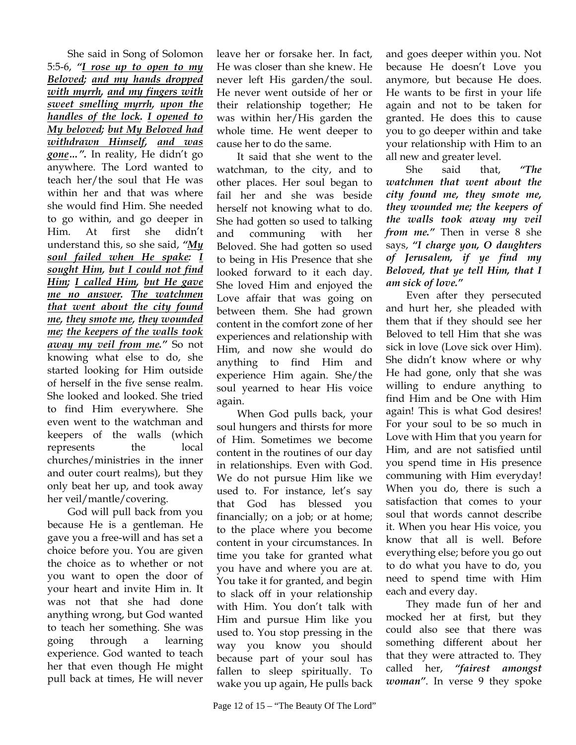She said in Song of Solomon 5:5-6, ***"I rose up to open to my Beloved; and my hands dropped with myrrh, and my fingers with sweet smelling myrrh, upon the handles of the lock. I opened to My beloved; but My Beloved had withdrawn Himself, and was gone…".*** In reality, He didn't go anywhere. The Lord wanted to teach her/the soul that He was within her and that was where she would find Him. She needed to go within, and go deeper in Him. At first she didn't understand this, so she said, ***"My soul failed when He spake: I sought Him, but I could not find Him; I called Him, but He gave me no answer. The watchmen that went about the city found me, they smote me, they wounded me; the keepers of the walls took away my veil from me."*** So not knowing what else to do, she started looking for Him outside of herself in the five sense realm. She looked and looked. She tried to find Him everywhere. She even went to the watchman and keepers of the walls (which represents the local churches/ministries in the inner and outer court realms), but they only beat her up, and took away her veil/mantle/covering.

God will pull back from you because He is a gentleman. He gave you a free-will and has set a choice before you. You are given the choice as to whether or not you want to open the door of your heart and invite Him in. It was not that she had done anything wrong, but God wanted to teach her something. She was going through a learning experience. God wanted to teach her that even though He might pull back at times, He will never leave her or forsake her. In fact, He was closer than she knew. He never left His garden/the soul. He never went outside of her or their relationship together; He was within her/His garden the whole time. He went deeper to cause her to do the same.

It said that she went to the watchman, to the city, and to other places. Her soul began to fail her and she was beside herself not knowing what to do. She had gotten so used to talking and communing with her Beloved. She had gotten so used to being in His Presence that she looked forward to it each day. She loved Him and enjoyed the Love affair that was going on between them. She had grown content in the comfort zone of her experiences and relationship with Him, and now she would do anything to find Him and experience Him again. She/the soul yearned to hear His voice again.

When God pulls back, your soul hungers and thirsts for more of Him. Sometimes we become content in the routines of our day in relationships. Even with God. We do not pursue Him like we used to. For instance, let's say that God has blessed you financially; on a job; or at home; to the place where you become content in your circumstances. In time you take for granted what you have and where you are at. You take it for granted, and begin to slack off in your relationship with Him. You don't talk with Him and pursue Him like you used to. You stop pressing in the way you know you should because part of your soul has fallen to sleep spiritually. To wake you up again, He pulls back and goes deeper within you. Not because He doesn't Love you anymore, but because He does. He wants to be first in your life again and not to be taken for granted. He does this to cause you to go deeper within and take your relationship with Him to an all new and greater level.

She said that, ***"The watchmen that went about the city found me, they smote me, they wounded me; the keepers of the walls took away my veil from me."*** Then in verse 8 she says, ***"I charge you, O daughters of Jerusalem, if ye find my Beloved, that ye tell Him, that I am sick of love."***

Even after they persecuted and hurt her, she pleaded with them that if they should see her Beloved to tell Him that she was sick in love (Love sick over Him). She didn't know where or why He had gone, only that she was willing to endure anything to find Him and be One with Him again! This is what God desires! For your soul to be so much in Love with Him that you yearn for Him, and are not satisfied until you spend time in His presence communing with Him everyday! When you do, there is such a satisfaction that comes to your soul that words cannot describe it. When you hear His voice, you know that all is well. Before everything else; before you go out to do what you have to do, you need to spend time with Him each and every day.

They made fun of her and mocked her at first, but they could also see that there was something different about her that they were attracted to. They called her, ***"fairest amongst woman"***. In verse 9 they spoke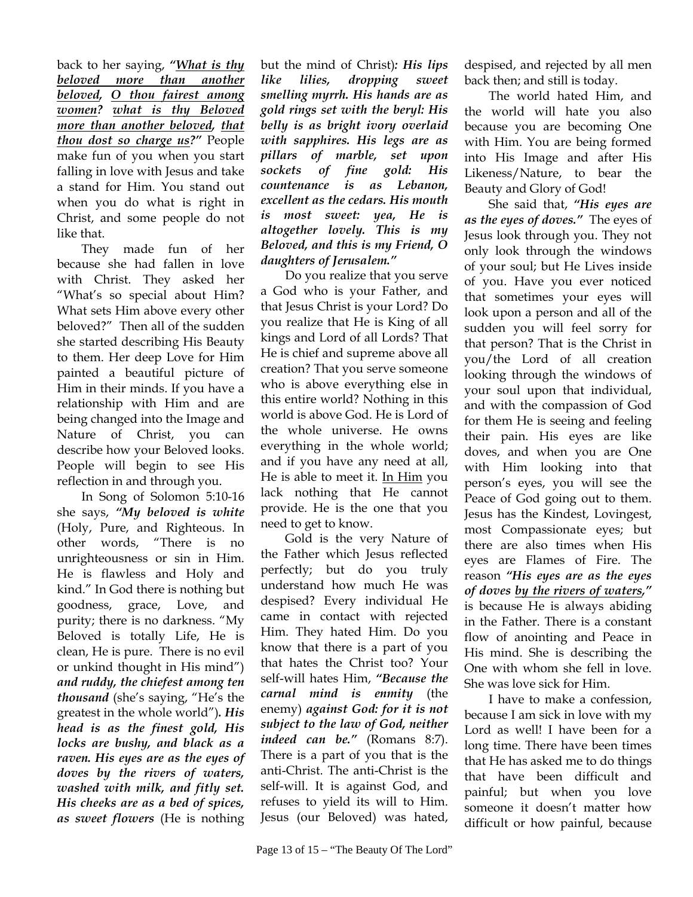back to her saying, ***"What is thy beloved more than another beloved, O thou fairest among women? what is thy Beloved more than another beloved, that thou dost so charge us?"*** People make fun of you when you start falling in love with Jesus and take a stand for Him. You stand out when you do what is right in Christ, and some people do not like that.

They made fun of her because she had fallen in love with Christ. They asked her "What's so special about Him? What sets Him above every other beloved?" Then all of the sudden she started describing His Beauty to them. Her deep Love for Him painted a beautiful picture of Him in their minds. If you have a relationship with Him and are being changed into the Image and Nature of Christ, you can describe how your Beloved looks. People will begin to see His reflection in and through you.

In Song of Solomon 5:10-16 she says, ***"My beloved is white*** (Holy, Pure, and Righteous. In other words, "There is no unrighteousness or sin in Him. He is flawless and Holy and kind." In God there is nothing but goodness, grace, Love, and purity; there is no darkness. "My Beloved is totally Life, He is clean, He is pure. There is no evil or unkind thought in His mind") ***and ruddy, the chiefest among ten thousand*** (she's saying, "He's the greatest in the whole world")***. His head is as the finest gold, His locks are bushy, and black as a raven. His eyes are as the eyes of doves by the rivers of waters, washed with milk, and fitly set. His cheeks are as a bed of spices, as sweet flowers*** (He is nothing but the mind of Christ)***: His lips like lilies, dropping sweet smelling myrrh. His hands are as gold rings set with the beryl: His belly is as bright ivory overlaid with sapphires. His legs are as pillars of marble, set upon sockets of fine gold: His countenance is as Lebanon, excellent as the cedars. His mouth is most sweet: yea, He is altogether lovely. This is my Beloved, and this is my Friend, O daughters of Jerusalem."***

Do you realize that you serve a God who is your Father, and that Jesus Christ is your Lord? Do you realize that He is King of all kings and Lord of all Lords? That He is chief and supreme above all creation? That you serve someone who is above everything else in this entire world? Nothing in this world is above God. He is Lord of the whole universe. He owns everything in the whole world; and if you have any need at all, He is able to meet it. In Him you lack nothing that He cannot provide. He is the one that you need to get to know.

Gold is the very Nature of the Father which Jesus reflected perfectly; but do you truly understand how much He was despised? Every individual He came in contact with rejected Him. They hated Him. Do you know that there is a part of you that hates the Christ too? Your self-will hates Him, ***"Because the carnal mind is enmity*** (the enemy) ***against God: for it is not subject to the law of God, neither indeed can be."*** (Romans 8:7). There is a part of you that is the anti-Christ. The anti-Christ is the self-will. It is against God, and refuses to yield its will to Him. Jesus (our Beloved) was hated, despised, and rejected by all men back then; and still is today.

The world hated Him, and the world will hate you also because you are becoming One with Him. You are being formed into His Image and after His Likeness/Nature, to bear the Beauty and Glory of God!

She said that, ***"His eyes are as the eyes of doves."*** The eyes of Jesus look through you. They not only look through the windows of your soul; but He Lives inside of you. Have you ever noticed that sometimes your eyes will look upon a person and all of the sudden you will feel sorry for that person? That is the Christ in you/the Lord of all creation looking through the windows of your soul upon that individual, and with the compassion of God for them He is seeing and feeling their pain. His eyes are like doves, and when you are One with Him looking into that person's eyes, you will see the Peace of God going out to them. Jesus has the Kindest, Lovingest, most Compassionate eyes; but there are also times when His eyes are Flames of Fire. The reason ***"His eyes are as the eyes of doves by the rivers of waters,"*** is because He is always abiding in the Father. There is a constant flow of anointing and Peace in His mind. She is describing the One with whom she fell in love. She was love sick for Him.

I have to make a confession, because I am sick in love with my Lord as well! I have been for a long time. There have been times that He has asked me to do things that have been difficult and painful; but when you love someone it doesn't matter how difficult or how painful, because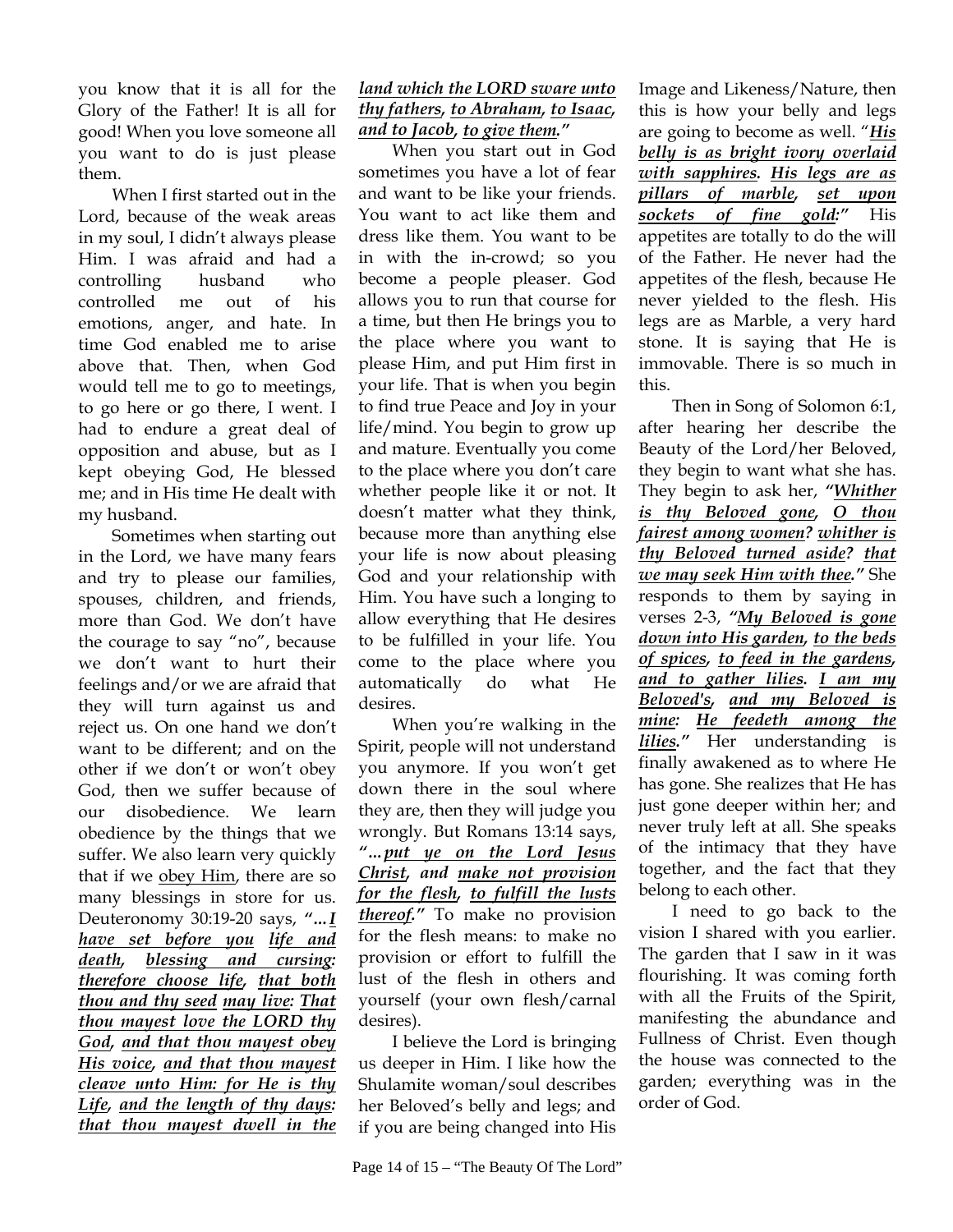you know that it is all for the Glory of the Father! It is all for good! When you love someone all you want to do is just please them.

When I first started out in the Lord, because of the weak areas in my soul, I didn't always please Him. I was afraid and had a controlling husband who controlled me out of his emotions, anger, and hate. In time God enabled me to arise above that. Then, when God would tell me to go to meetings, to go here or go there, I went. I had to endure a great deal of opposition and abuse, but as I kept obeying God, He blessed me; and in His time He dealt with my husband.

Sometimes when starting out in the Lord, we have many fears and try to please our families, spouses, children, and friends, more than God. We don't have the courage to say "no", because we don't want to hurt their feelings and/or we are afraid that they will turn against us and reject us. On one hand we don't want to be different; and on the other if we don't or won't obey God, then we suffer because of our disobedience. We learn obedience by the things that we suffer. We also learn very quickly that if we <u>obey Him</u>, there are so many blessings in store for us. Deuteronomy 30:19-20 says, ***"…<u>I have set before you</u> <u>life and death</u>, <u>blessing and cursing:</u> <u>therefore choose life</u>, <u>that both thou and thy seed</u> <u>may live</u>: <u>That thou mayest love the LORD thy God</u>, <u>and that thou mayest obey His voice</u>, <u>and that thou mayest cleave unto Him: for He is thy Life</u>, <u>and the length of thy days:</u> <u>that thou mayest dwell in the land which the LORD sware unto thy fathers</u>, <u>to Abraham</u>, <u>to Isaac</u>, <u>and to Jacob</u>, <u>to give them</u>."***

When you start out in God sometimes you have a lot of fear and want to be like your friends. You want to act like them and dress like them. You want to be in with the in-crowd; so you become a people pleaser. God allows you to run that course for a time, but then He brings you to the place where you want to please Him, and put Him first in your life. That is when you begin to find true Peace and Joy in your life/mind. You begin to grow up and mature. Eventually you come to the place where you don't care whether people like it or not. It doesn't matter what they think, because more than anything else your life is now about pleasing God and your relationship with Him. You have such a longing to allow everything that He desires to be fulfilled in your life. You come to the place where you automatically do what He desires.

When you're walking in the Spirit, people will not understand you anymore. If you won't get down there in the soul where they are, then they will judge you wrongly. But Romans 13:14 says, ***"…<u>put ye on the Lord Jesus Christ</u>, and <u>make not provision for the flesh</u>, <u>to fulfill the lusts thereof</u>."*** To make no provision for the flesh means: to make no provision or effort to fulfill the lust of the flesh in others and yourself (your own flesh/carnal desires).

I believe the Lord is bringing us deeper in Him. I like how the Shulamite woman/soul describes her Beloved's belly and legs; and if you are being changed into His Image and Likeness/Nature, then this is how your belly and legs are going to become as well. "***<u>His belly is as bright ivory overlaid with sapphires</u>. <u>His legs are as pillars of marble</u>, <u>set upon sockets of fine gold</u>:"*** His appetites are totally to do the will of the Father. He never had the appetites of the flesh, because He never yielded to the flesh. His legs are as Marble, a very hard stone. It is saying that He is immovable. There is so much in this.

Then in Song of Solomon 6:1, after hearing her describe the Beauty of the Lord/her Beloved, they begin to want what she has. They begin to ask her, ***"<u>Whither is thy Beloved gone</u>, <u>O thou fairest among women</u>? <u>whither is thy Beloved turned aside</u>? <u>that we may seek Him with thee</u>."*** She responds to them by saying in verses 2-3, ***"<u>My Beloved is gone down into His garden</u>, <u>to the beds of spices</u>, <u>to feed in the gardens</u>, <u>and to gather lilies</u>. <u>I am my Beloved's</u>, <u>and my Beloved is mine</u>: <u>He feedeth among the lilies</u>."*** Her understanding is finally awakened as to where He has gone. She realizes that He has just gone deeper within her; and never truly left at all. She speaks of the intimacy that they have together, and the fact that they belong to each other.

I need to go back to the vision I shared with you earlier. The garden that I saw in it was flourishing. It was coming forth with all the Fruits of the Spirit, manifesting the abundance and Fullness of Christ. Even though the house was connected to the garden; everything was in the order of God.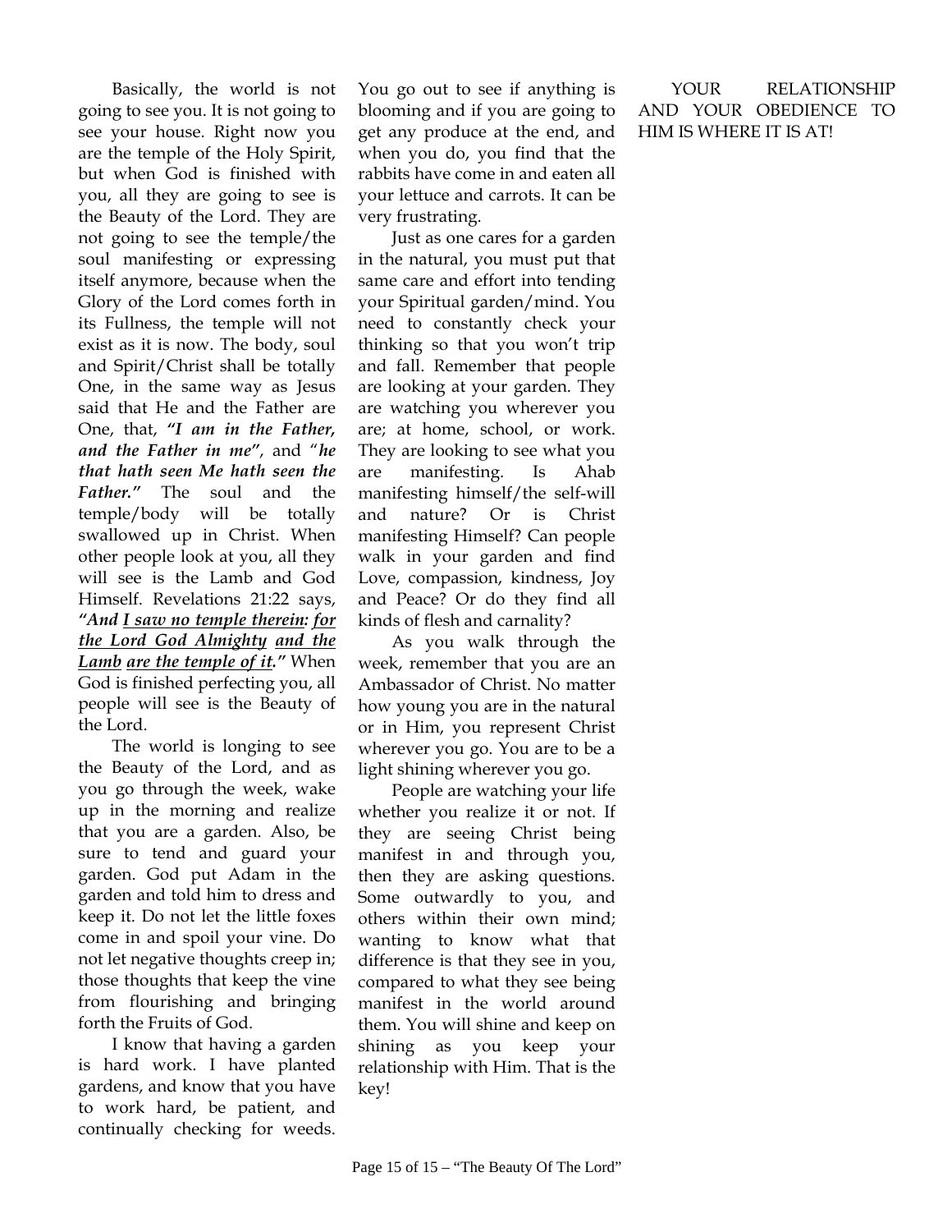Basically, the world is not going to see you. It is not going to see your house. Right now you are the temple of the Holy Spirit, but when God is finished with you, all they are going to see is the Beauty of the Lord. They are not going to see the temple/the soul manifesting or expressing itself anymore, because when the Glory of the Lord comes forth in its Fullness, the temple will not exist as it is now. The body, soul and Spirit/Christ shall be totally One, in the same way as Jesus said that He and the Father are One, that, ***"I am in the Father, and the Father in me"***, and "***he that hath seen Me hath seen the Father."*** The soul and the temple/body will be totally swallowed up in Christ. When other people look at you, all they will see is the Lamb and God Himself. Revelations 21:22 says, ***"And <u>I saw no temple therein</u>: <u>for the Lord God Almighty</u> <u>and the Lamb</u> <u>are the temple of it</u>."*** When God is finished perfecting you, all people will see is the Beauty of the Lord.

The world is longing to see the Beauty of the Lord, and as you go through the week, wake up in the morning and realize that you are a garden. Also, be sure to tend and guard your garden. God put Adam in the garden and told him to dress and keep it. Do not let the little foxes come in and spoil your vine. Do not let negative thoughts creep in; those thoughts that keep the vine from flourishing and bringing forth the Fruits of God.

I know that having a garden is hard work. I have planted gardens, and know that you have to work hard, be patient, and continually checking for weeds. You go out to see if anything is blooming and if you are going to get any produce at the end, and when you do, you find that the rabbits have come in and eaten all your lettuce and carrots. It can be very frustrating.

Just as one cares for a garden in the natural, you must put that same care and effort into tending your Spiritual garden/mind. You need to constantly check your thinking so that you won't trip and fall. Remember that people are looking at your garden. They are watching you wherever you are; at home, school, or work. They are looking to see what you are manifesting. Is Ahab manifesting himself/the self-will and nature? Or is Christ manifesting Himself? Can people walk in your garden and find Love, compassion, kindness, Joy and Peace? Or do they find all kinds of flesh and carnality?

As you walk through the week, remember that you are an Ambassador of Christ. No matter how young you are in the natural or in Him, you represent Christ wherever you go. You are to be a light shining wherever you go.

People are watching your life whether you realize it or not. If they are seeing Christ being manifest in and through you, then they are asking questions. Some outwardly to you, and others within their own mind; wanting to know what that difference is that they see in you, compared to what they see being manifest in the world around them. You will shine and keep on shining as you keep your relationship with Him. That is the key!

YOUR RELATIONSHIP AND YOUR OBEDIENCE TO HIM IS WHERE IT IS AT!